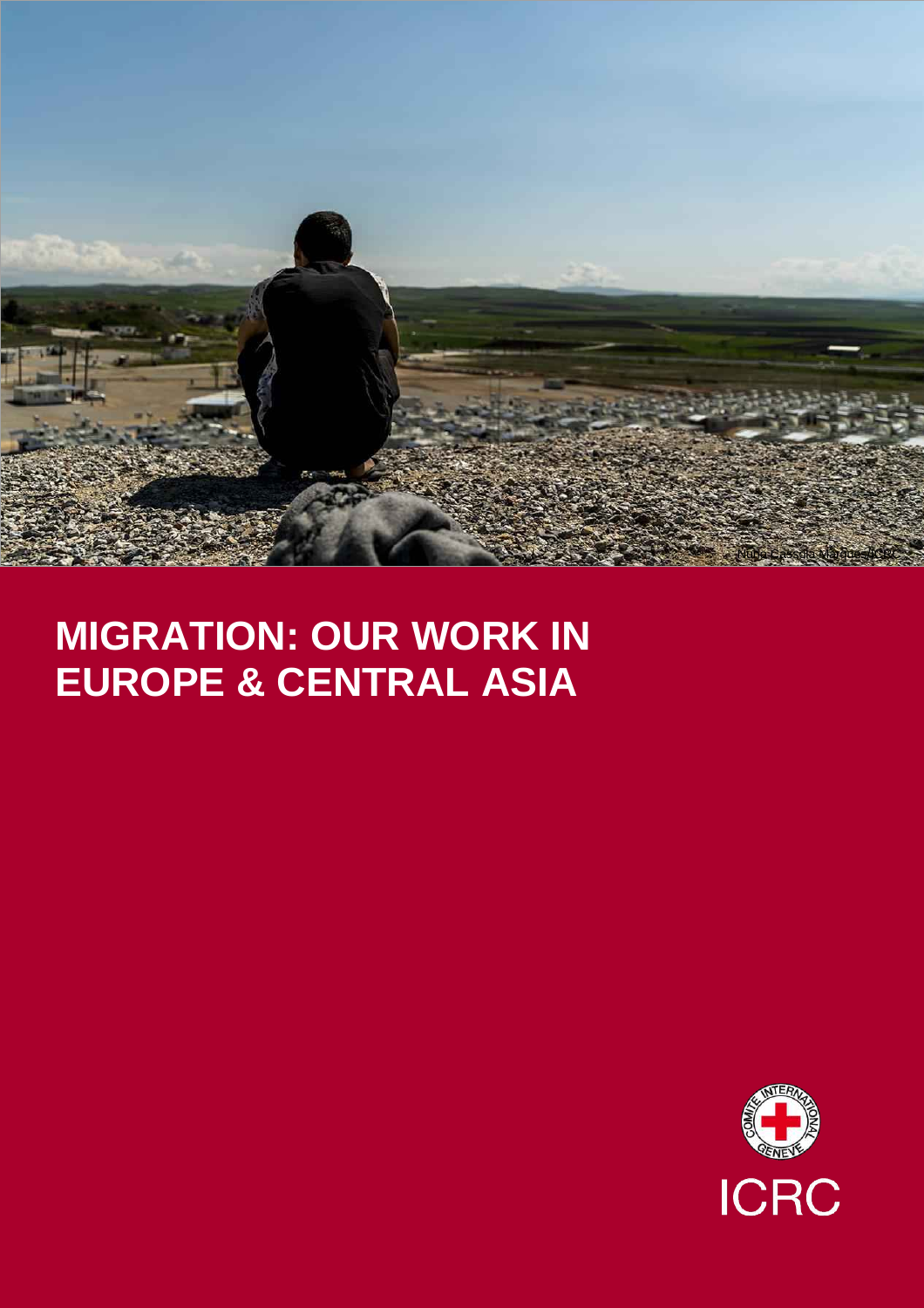# MIGRATION: OUR WORK IN EUROPE & CENTRAL ASIA

ICRC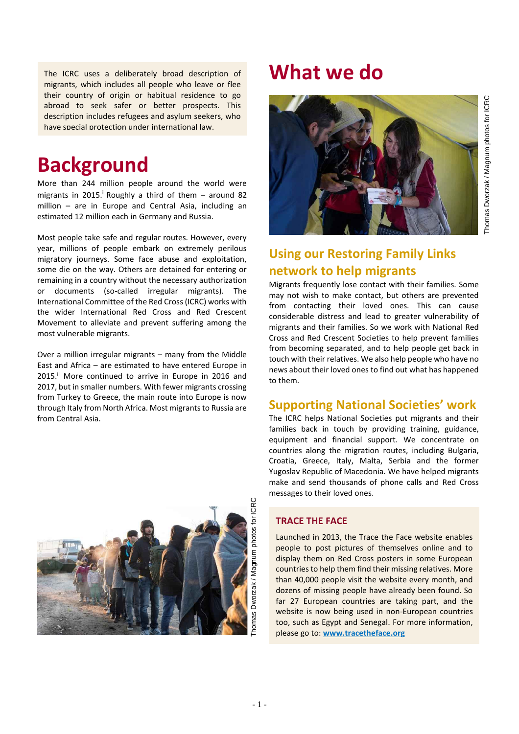The ICRC uses a deliberately broad description of migrants, which includes all people who leave or flee their country of origin or habitual residence to go abroad to seek safer or better prospects. This description includes refugees and asylum seekers, who have special protection under international law.

# Background

More than 244 million people around the world were migrants in 2015.[i] Roughly a third of them – around 82 million – are in Europe and Central Asia, including an estimated 12 million each in Germany and Russia.

Most people take safe and regular routes. However, every year, millions of people embark on extremely perilous migratory journeys. Some face abuse and exploitation, some die on the way. Others are detained for entering or remaining in a country without the necessary authorization or documents (so-called irregular migrants). The International Committee of the Red Cross (ICRC) works with the wider International Red Cross and Red Crescent Movement to alleviate and prevent suffering among the most vulnerable migrants.

Over a million irregular migrants – many from the Middle East and Africa – are estimated to have entered Europe in 2015.[ii] More continued to arrive in Europe in 2016 and 2017, but in smaller numbers. With fewer migrants crossing from Turkey to Greece, the main route into Europe is now through Italy from North Africa. Most migrants to Russia are from Central Asia.

Thomas Dworzak / Magnum photos for ICRC

# What we do

Thomas Dworzak / Magnum photos for ICRC

## Using our Restoring Family Links network to help migrants

Migrants frequently lose contact with their families. Some may not wish to make contact, but others are prevented from contacting their loved ones. This can cause considerable distress and lead to greater vulnerability of migrants and their families. So we work with National Red Cross and Red Crescent Societies to help prevent families from becoming separated, and to help people get back in touch with their relatives. We also help people who have no news about their loved ones to find out what has happened to them.

## Supporting National Societies' work

The ICRC helps National Societies put migrants and their families back in touch by providing training, guidance, equipment and financial support. We concentrate on countries along the migration routes, including Bulgaria, Croatia, Greece, Italy, Malta, Serbia and the former Yugoslav Republic of Macedonia. We have helped migrants make and send thousands of phone calls and Red Cross messages to their loved ones.

### TRACE THE FACE

Launched in 2013, the Trace the Face website enables people to post pictures of themselves online and to display them on Red Cross posters in some European countries to help them find their missing relatives. More than 40,000 people visit the website every month, and dozens of missing people have already been found. So far 27 European countries are taking part, and the website is now being used in non-European countries too, such as Egypt and Senegal. For more information, please go to: **www.tracetheface.org**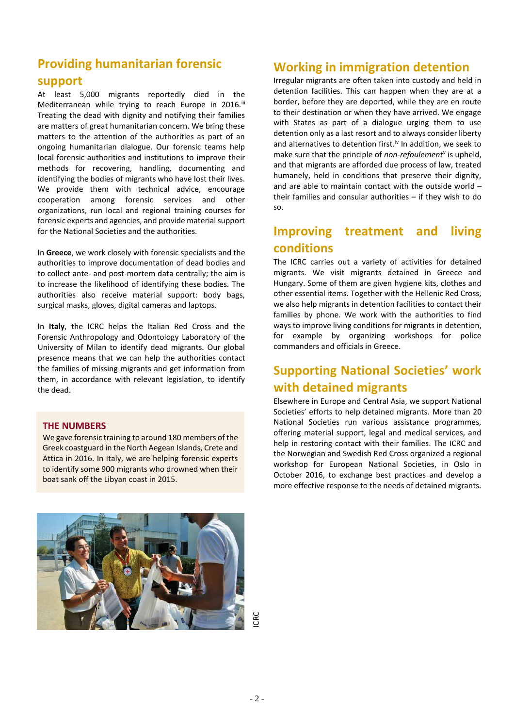## Providing humanitarian forensic support

At least 5,000 migrants reportedly died in the Mediterranean while trying to reach Europe in 2016.[iii] Treating the dead with dignity and notifying their families are matters of great humanitarian concern. We bring these matters to the attention of the authorities as part of an ongoing humanitarian dialogue. Our forensic teams help local forensic authorities and institutions to improve their methods for recovering, handling, documenting and identifying the bodies of migrants who have lost their lives. We provide them with technical advice, encourage cooperation among forensic services and other organizations, run local and regional training courses for forensic experts and agencies, and provide material support for the National Societies and the authorities.

In **Greece**, we work closely with forensic specialists and the authorities to improve documentation of dead bodies and to collect ante- and post-mortem data centrally; the aim is to increase the likelihood of identifying these bodies. The authorities also receive material support: body bags, surgical masks, gloves, digital cameras and laptops.

In **Italy**, the ICRC helps the Italian Red Cross and the Forensic Anthropology and Odontology Laboratory of the University of Milan to identify dead migrants. Our global presence means that we can help the authorities contact the families of missing migrants and get information from them, in accordance with relevant legislation, to identify the dead.

**THE NUMBERS**

We gave forensic training to around 180 members of the Greek coastguard in the North Aegean Islands, Crete and Attica in 2016. In Italy, we are helping forensic experts to identify some 900 migrants who drowned when their boat sank off the Libyan coast in 2015.

ICRC

## Working in immigration detention

Irregular migrants are often taken into custody and held in detention facilities. This can happen when they are at a border, before they are deported, while they are en route to their destination or when they have arrived. We engage with States as part of a dialogue urging them to use detention only as a last resort and to always consider liberty and alternatives to detention first.[iv] In addition, we seek to make sure that the principle of *non-refoulement*[v] is upheld, and that migrants are afforded due process of law, treated humanely, held in conditions that preserve their dignity, and are able to maintain contact with the outside world – their families and consular authorities – if they wish to do so.

## Improving treatment and living conditions

The ICRC carries out a variety of activities for detained migrants. We visit migrants detained in Greece and Hungary. Some of them are given hygiene kits, clothes and other essential items. Together with the Hellenic Red Cross, we also help migrants in detention facilities to contact their families by phone. We work with the authorities to find ways to improve living conditions for migrants in detention, for example by organizing workshops for police commanders and officials in Greece.

## Supporting National Societies' work with detained migrants

Elsewhere in Europe and Central Asia, we support National Societies' efforts to help detained migrants. More than 20 National Societies run various assistance programmes, offering material support, legal and medical services, and help in restoring contact with their families. The ICRC and the Norwegian and Swedish Red Cross organized a regional workshop for European National Societies, in Oslo in October 2016, to exchange best practices and develop a more effective response to the needs of detained migrants.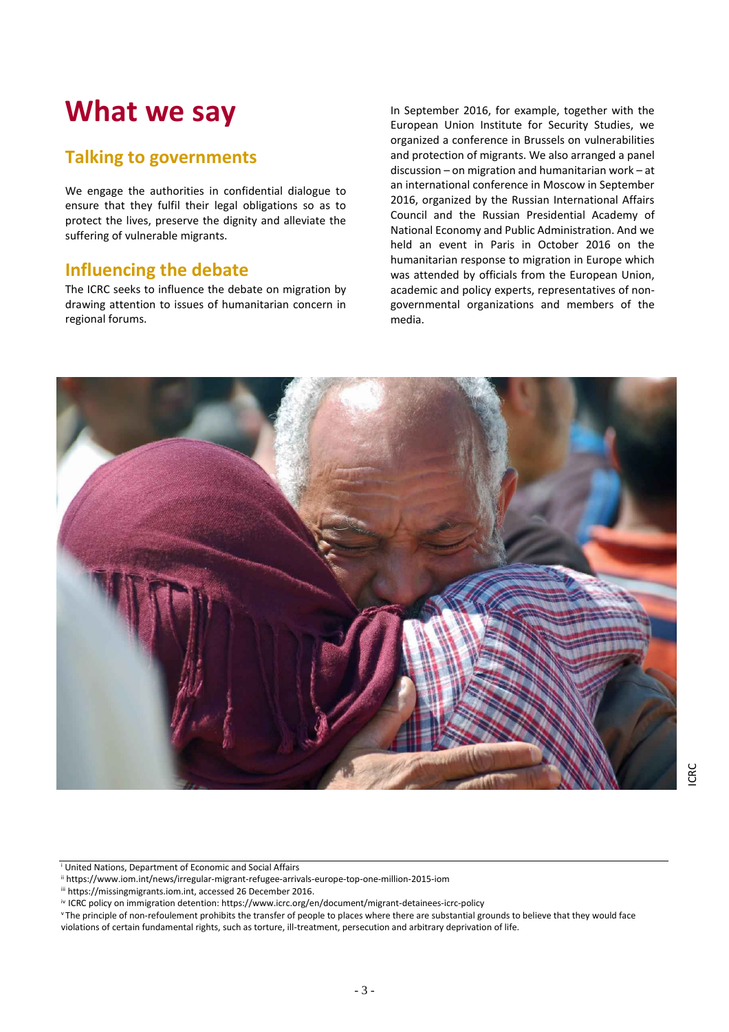# What we say

## Talking to governments

We engage the authorities in confidential dialogue to ensure that they fulfil their legal obligations so as to protect the lives, preserve the dignity and alleviate the suffering of vulnerable migrants.

## Influencing the debate

The ICRC seeks to influence the debate on migration by drawing attention to issues of humanitarian concern in regional forums.

In September 2016, for example, together with the European Union Institute for Security Studies, we organized a conference in Brussels on vulnerabilities and protection of migrants. We also arranged a panel discussion – on migration and humanitarian work – at an international conference in Moscow in September 2016, organized by the Russian International Affairs Council and the Russian Presidential Academy of National Economy and Public Administration. And we held an event in Paris in October 2016 on the humanitarian response to migration in Europe which was attended by officials from the European Union, academic and policy experts, representatives of non-governmental organizations and members of the media.

ICRC

---

[i] United Nations, Department of Economic and Social Affairs

[ii] https://www.iom.int/news/irregular-migrant-refugee-arrivals-europe-top-one-million-2015-iom

[iii] https://missingmigrants.iom.int, accessed 26 December 2016.

[iv] ICRC policy on immigration detention: https://www.icrc.org/en/document/migrant-detainees-icrc-policy

[v] The principle of non-refoulement prohibits the transfer of people to places where there are substantial grounds to believe that they would face violations of certain fundamental rights, such as torture, ill-treatment, persecution and arbitrary deprivation of life.